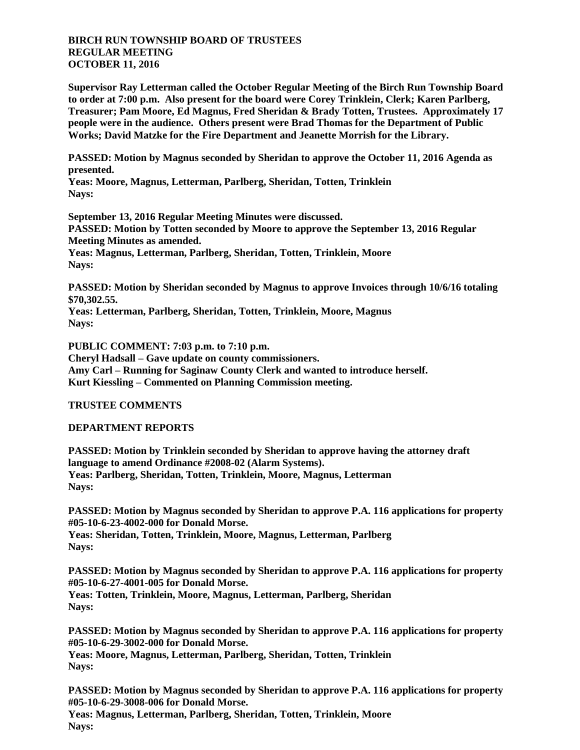**BIRCH RUN TOWNSHIP BOARD OF TRUSTEES**
**REGULAR MEETING**
**OCTOBER 11, 2016**

**Supervisor Ray Letterman called the October Regular Meeting of the Birch Run Township Board to order at 7:00 p.m. Also present for the board were Corey Trinklein, Clerk; Karen Parlberg, Treasurer; Pam Moore, Ed Magnus, Fred Sheridan & Brady Totten, Trustees. Approximately 17 people were in the audience. Others present were Brad Thomas for the Department of Public Works; David Matzke for the Fire Department and Jeanette Morrish for the Library.**

**PASSED: Motion by Magnus seconded by Sheridan to approve the October 11, 2016 Agenda as presented.**
**Yeas: Moore, Magnus, Letterman, Parlberg, Sheridan, Totten, Trinklein**
**Nays:**

**September 13, 2016 Regular Meeting Minutes were discussed.**
**PASSED: Motion by Totten seconded by Moore to approve the September 13, 2016 Regular Meeting Minutes as amended.**
**Yeas: Magnus, Letterman, Parlberg, Sheridan, Totten, Trinklein, Moore**
**Nays:**

**PASSED: Motion by Sheridan seconded by Magnus to approve Invoices through 10/6/16 totaling $70,302.55.**
**Yeas: Letterman, Parlberg, Sheridan, Totten, Trinklein, Moore, Magnus**
**Nays:**

**PUBLIC COMMENT: 7:03 p.m. to 7:10 p.m.**
**Cheryl Hadsall – Gave update on county commissioners.**
**Amy Carl – Running for Saginaw County Clerk and wanted to introduce herself.**
**Kurt Kiessling – Commented on Planning Commission meeting.**

**TRUSTEE COMMENTS**

**DEPARTMENT REPORTS**

**PASSED: Motion by Trinklein seconded by Sheridan to approve having the attorney draft language to amend Ordinance #2008-02 (Alarm Systems).**
**Yeas: Parlberg, Sheridan, Totten, Trinklein, Moore, Magnus, Letterman**
**Nays:**

**PASSED: Motion by Magnus seconded by Sheridan to approve P.A. 116 applications for property #05-10-6-23-4002-000 for Donald Morse.**
**Yeas: Sheridan, Totten, Trinklein, Moore, Magnus, Letterman, Parlberg**
**Nays:**

**PASSED: Motion by Magnus seconded by Sheridan to approve P.A. 116 applications for property #05-10-6-27-4001-005 for Donald Morse.**
**Yeas: Totten, Trinklein, Moore, Magnus, Letterman, Parlberg, Sheridan**
**Nays:**

**PASSED: Motion by Magnus seconded by Sheridan to approve P.A. 116 applications for property #05-10-6-29-3002-000 for Donald Morse.**
**Yeas: Moore, Magnus, Letterman, Parlberg, Sheridan, Totten, Trinklein**
**Nays:**

**PASSED: Motion by Magnus seconded by Sheridan to approve P.A. 116 applications for property #05-10-6-29-3008-006 for Donald Morse.**
**Yeas: Magnus, Letterman, Parlberg, Sheridan, Totten, Trinklein, Moore**
**Nays:**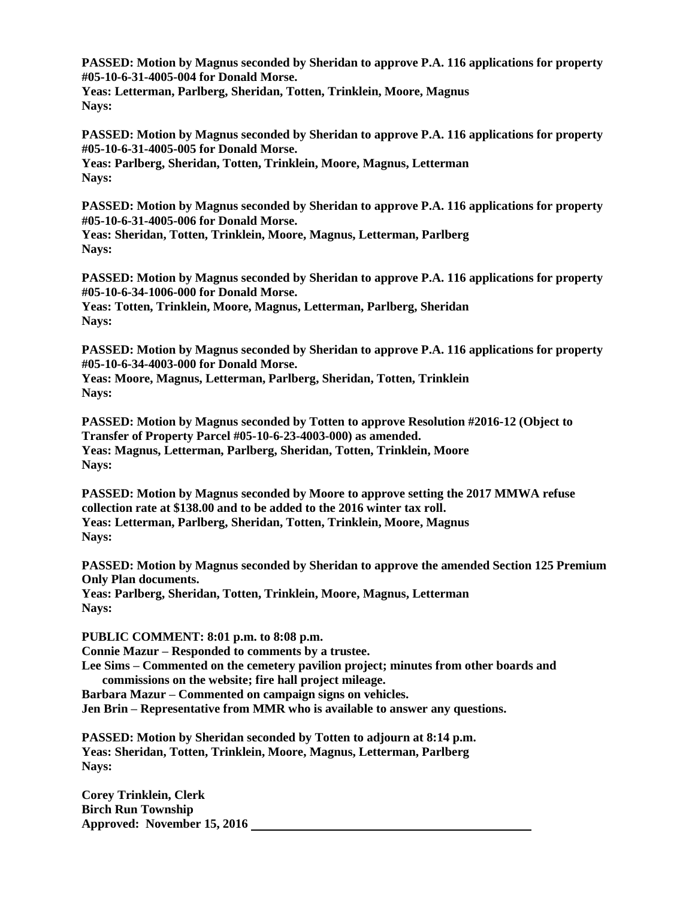**PASSED: Motion by Magnus seconded by Sheridan to approve P.A. 116 applications for property #05-10-6-31-4005-004 for Donald Morse.**
**Yeas: Letterman, Parlberg, Sheridan, Totten, Trinklein, Moore, Magnus**
**Nays:**

**PASSED: Motion by Magnus seconded by Sheridan to approve P.A. 116 applications for property #05-10-6-31-4005-005 for Donald Morse.**
**Yeas: Parlberg, Sheridan, Totten, Trinklein, Moore, Magnus, Letterman**
**Nays:**

**PASSED: Motion by Magnus seconded by Sheridan to approve P.A. 116 applications for property #05-10-6-31-4005-006 for Donald Morse.**
**Yeas: Sheridan, Totten, Trinklein, Moore, Magnus, Letterman, Parlberg**
**Nays:**

**PASSED: Motion by Magnus seconded by Sheridan to approve P.A. 116 applications for property #05-10-6-34-1006-000 for Donald Morse.**
**Yeas: Totten, Trinklein, Moore, Magnus, Letterman, Parlberg, Sheridan**
**Nays:**

**PASSED: Motion by Magnus seconded by Sheridan to approve P.A. 116 applications for property #05-10-6-34-4003-000 for Donald Morse.**
**Yeas: Moore, Magnus, Letterman, Parlberg, Sheridan, Totten, Trinklein**
**Nays:**

**PASSED: Motion by Magnus seconded by Totten to approve Resolution #2016-12 (Object to Transfer of Property Parcel #05-10-6-23-4003-000) as amended.**
**Yeas: Magnus, Letterman, Parlberg, Sheridan, Totten, Trinklein, Moore**
**Nays:**

**PASSED: Motion by Magnus seconded by Moore to approve setting the 2017 MMWA refuse collection rate at $138.00 and to be added to the 2016 winter tax roll.**
**Yeas: Letterman, Parlberg, Sheridan, Totten, Trinklein, Moore, Magnus**
**Nays:**

**PASSED: Motion by Magnus seconded by Sheridan to approve the amended Section 125 Premium Only Plan documents.**
**Yeas: Parlberg, Sheridan, Totten, Trinklein, Moore, Magnus, Letterman**
**Nays:**

**PUBLIC COMMENT: 8:01 p.m. to 8:08 p.m.**
**Connie Mazur – Responded to comments by a trustee.**
**Lee Sims – Commented on the cemetery pavilion project; minutes from other boards and commissions on the website; fire hall project mileage.**
**Barbara Mazur – Commented on campaign signs on vehicles.**
**Jen Brin – Representative from MMR who is available to answer any questions.**

**PASSED: Motion by Sheridan seconded by Totten to adjourn at 8:14 p.m.**
**Yeas: Sheridan, Totten, Trinklein, Moore, Magnus, Letterman, Parlberg**
**Nays:**

**Corey Trinklein, Clerk**
**Birch Run Township**
**Approved: November 15, 2016** ______________________________